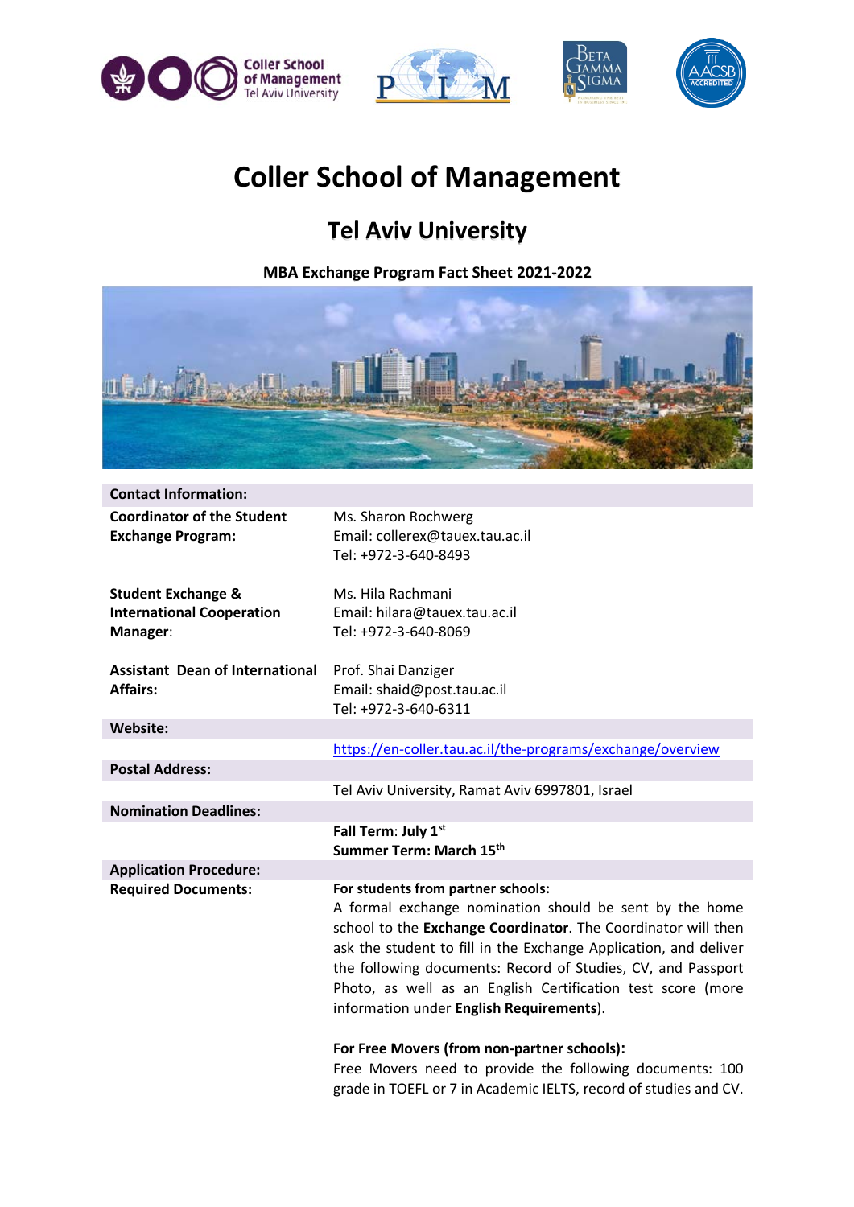# Coller School of Management

## Tel Aviv University

**MBA Exchange Program Fact Sheet 2021-2022**

| **Contact Information:** | |
|---|---|
| **Coordinator of the Student Exchange Program:** | Ms. Sharon Rochwerg<br>Email: collerex@tauex.tau.ac.il<br>Tel: +972-3-640-8493 |
| **Student Exchange & International Cooperation Manager**: | Ms. Hila Rachmani<br>Email: hilara@tauex.tau.ac.il<br>Tel: +972-3-640-8069 |
| **Assistant Dean of International Affairs:** | Prof. Shai Danziger<br>Email: shaid@post.tau.ac.il<br>Tel: +972-3-640-6311 |
| **Website:** | |
| | https://en-coller.tau.ac.il/the-programs/exchange/overview |
| **Postal Address:** | |
| | Tel Aviv University, Ramat Aviv 6997801, Israel |
| **Nomination Deadlines:** | |
| | **Fall Term**: **July 1st**<br>**Summer Term: March 15th** |
| **Application Procedure:** | |
| **Required Documents:** | **For students from partner schools:**<br>A formal exchange nomination should be sent by the home school to the **Exchange Coordinator**. The Coordinator will then ask the student to fill in the Exchange Application, and deliver the following documents: Record of Studies, CV, and Passport Photo, as well as an English Certification test score (more information under **English Requirements**).<br><br>**For Free Movers (from non-partner schools):**<br>Free Movers need to provide the following documents: 100 grade in TOEFL or 7 in Academic IELTS, record of studies and CV. |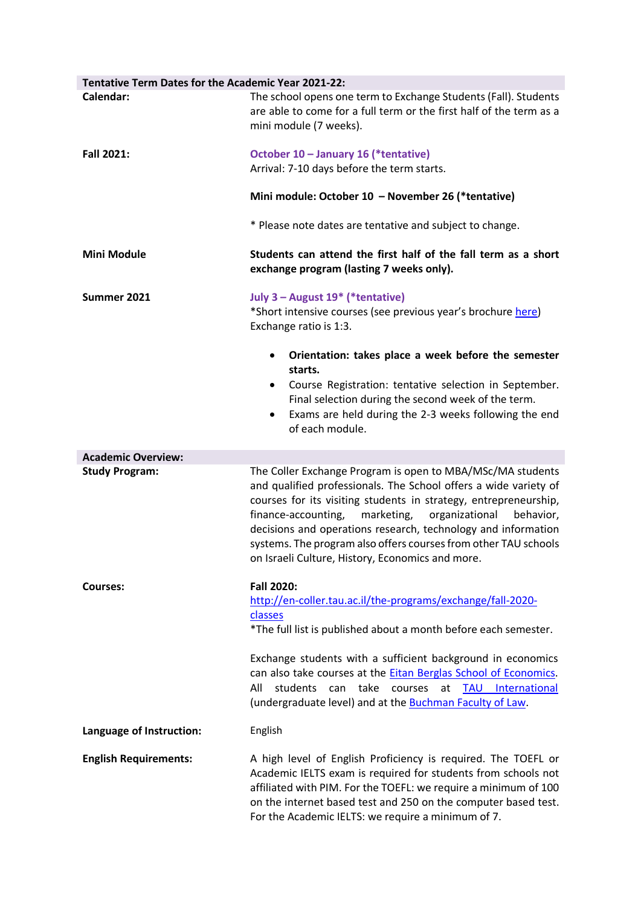| Tentative Term Dates for the Academic Year 2021-22: | |
| --- | --- |
| **Calendar:** | The school opens one term to Exchange Students (Fall). Students are able to come for a full term or the first half of the term as a mini module (7 weeks). |
| **Fall 2021:** | **October 10 – January 16 (*tentative)**<br>Arrival: 7-10 days before the term starts.<br><br>**Mini module: October 10 – November 26 (*tentative)**<br><br>* Please note dates are tentative and subject to change. |
| **Mini Module** | **Students can attend the first half of the fall term as a short exchange program (lasting 7 weeks only).** |
| **Summer 2021** | **July 3 – August 19* (*tentative)**<br>*Short intensive courses (see previous year's brochure [here](here))<br>Exchange ratio is 1:3.<br><br>• **Orientation: takes place a week before the semester starts.**<br>• Course Registration: tentative selection in September. Final selection during the second week of the term.<br>• Exams are held during the 2-3 weeks following the end of each module. |

| Academic Overview: | |
| --- | --- |
| **Study Program:** | The Coller Exchange Program is open to MBA/MSc/MA students and qualified professionals. The School offers a wide variety of courses for its visiting students in strategy, entrepreneurship, finance-accounting, marketing, organizational behavior, decisions and operations research, technology and information systems. The program also offers courses from other TAU schools on Israeli Culture, History, Economics and more. |
| **Courses:** | **Fall 2020:**<br>[http://en-coller.tau.ac.il/the-programs/exchange/fall-2020-classes](http://en-coller.tau.ac.il/the-programs/exchange/fall-2020-classes)<br>*The full list is published about a month before each semester.<br><br>Exchange students with a sufficient background in economics can also take courses at the Eitan Berglas School of Economics. All students can take courses at TAU International (undergraduate level) and at the Buchman Faculty of Law. |
| **Language of Instruction:** | English |
| **English Requirements:** | A high level of English Proficiency is required. The TOEFL or Academic IELTS exam is required for students from schools not affiliated with PIM. For the TOEFL: we require a minimum of 100 on the internet based test and 250 on the computer based test. For the Academic IELTS: we require a minimum of 7. |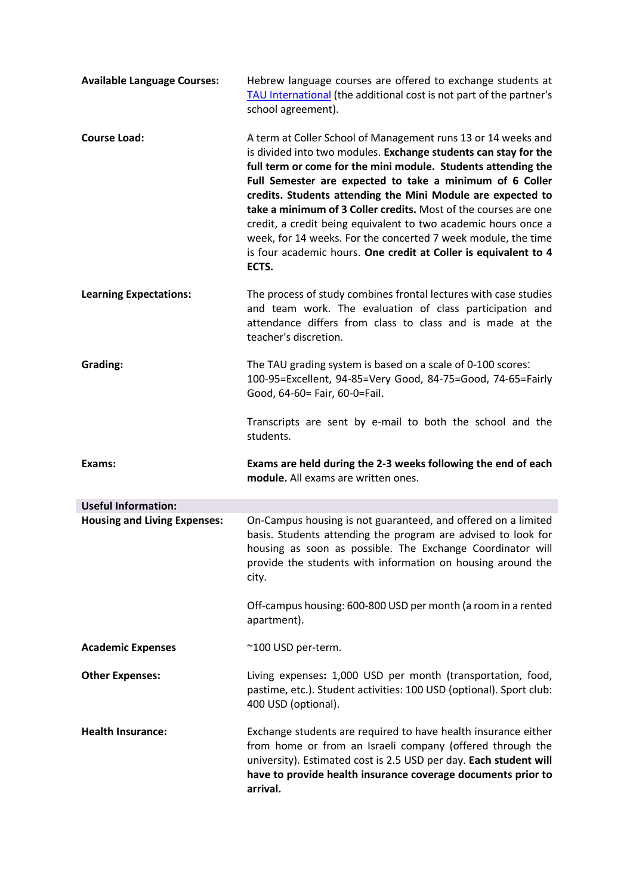**Available Language Courses:** Hebrew language courses are offered to exchange students at TAU International (the additional cost is not part of the partner's school agreement).

**Course Load:** A term at Coller School of Management runs 13 or 14 weeks and is divided into two modules. **Exchange students can stay for the full term or come for the mini module. Students attending the Full Semester are expected to take a minimum of 6 Coller credits. Students attending the Mini Module are expected to take a minimum of 3 Coller credits.** Most of the courses are one credit, a credit being equivalent to two academic hours once a week, for 14 weeks. For the concerted 7 week module, the time is four academic hours. **One credit at Coller is equivalent to 4 ECTS.**

**Learning Expectations:** The process of study combines frontal lectures with case studies and team work. The evaluation of class participation and attendance differs from class to class and is made at the teacher's discretion.

**Grading:** The TAU grading system is based on a scale of 0-100 scores: 100-95=Excellent, 94-85=Very Good, 84-75=Good, 74-65=Fairly Good, 64-60= Fair, 60-0=Fail.

Transcripts are sent by e-mail to both the school and the students.

**Exams:** **Exams are held during the 2-3 weeks following the end of each module.** All exams are written ones.

## Useful Information:

**Housing and Living Expenses:** On-Campus housing is not guaranteed, and offered on a limited basis. Students attending the program are advised to look for housing as soon as possible. The Exchange Coordinator will provide the students with information on housing around the city.

Off-campus housing: 600-800 USD per month (a room in a rented apartment).

**Academic Expenses** ~100 USD per-term.

**Other Expenses:** Living expenses**:** 1,000 USD per month (transportation, food, pastime, etc.). Student activities: 100 USD (optional). Sport club: 400 USD (optional).

**Health Insurance:** Exchange students are required to have health insurance either from home or from an Israeli company (offered through the university). Estimated cost is 2.5 USD per day. **Each student will have to provide health insurance coverage documents prior to arrival.**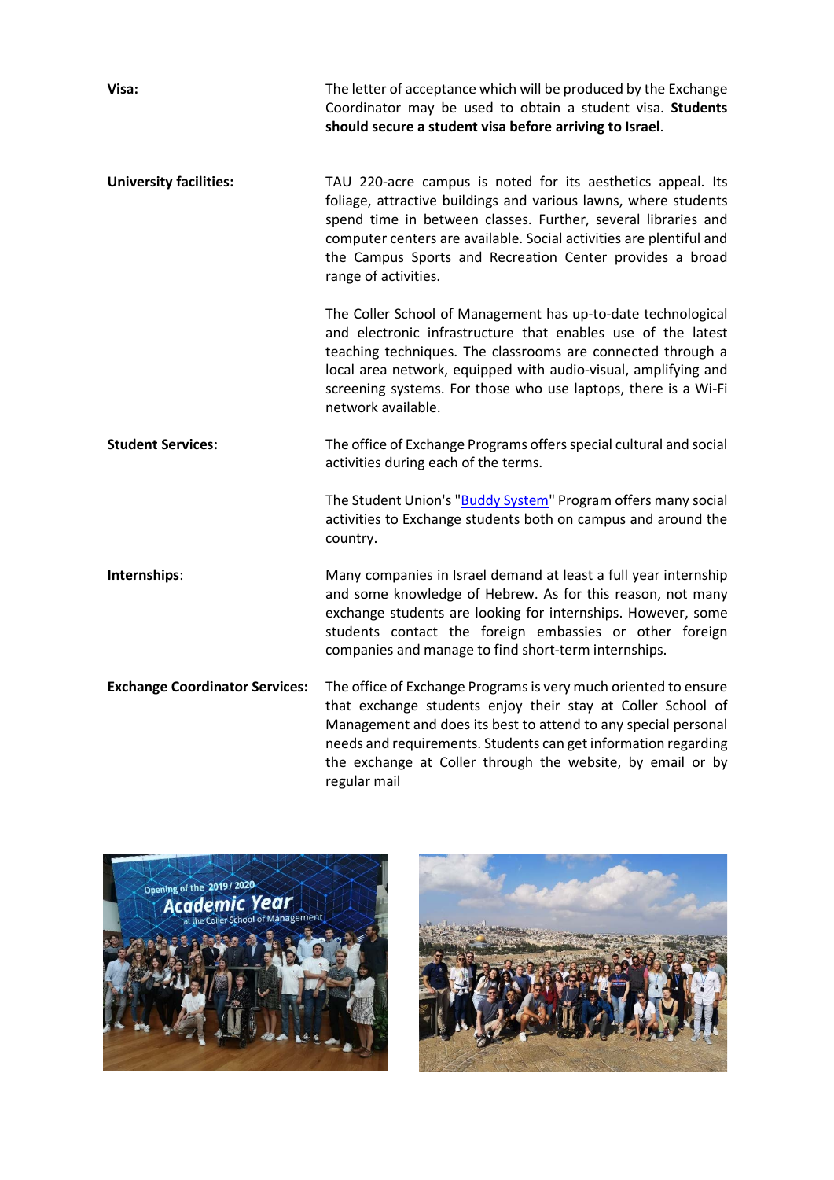**Visa:** The letter of acceptance which will be produced by the Exchange Coordinator may be used to obtain a student visa. **Students should secure a student visa before arriving to Israel**.

**University facilities:** TAU 220-acre campus is noted for its aesthetics appeal. Its foliage, attractive buildings and various lawns, where students spend time in between classes. Further, several libraries and computer centers are available. Social activities are plentiful and the Campus Sports and Recreation Center provides a broad range of activities.

The Coller School of Management has up-to-date technological and electronic infrastructure that enables use of the latest teaching techniques. The classrooms are connected through a local area network, equipped with audio-visual, amplifying and screening systems. For those who use laptops, there is a Wi-Fi network available.

**Student Services:** The office of Exchange Programs offers special cultural and social activities during each of the terms.

The Student Union's "Buddy System" Program offers many social activities to Exchange students both on campus and around the country.

**Internships**: Many companies in Israel demand at least a full year internship and some knowledge of Hebrew. As for this reason, not many exchange students are looking for internships. However, some students contact the foreign embassies or other foreign companies and manage to find short-term internships.

**Exchange Coordinator Services:** The office of Exchange Programs is very much oriented to ensure that exchange students enjoy their stay at Coller School of Management and does its best to attend to any special personal needs and requirements. Students can get information regarding the exchange at Coller through the website, by email or by regular mail